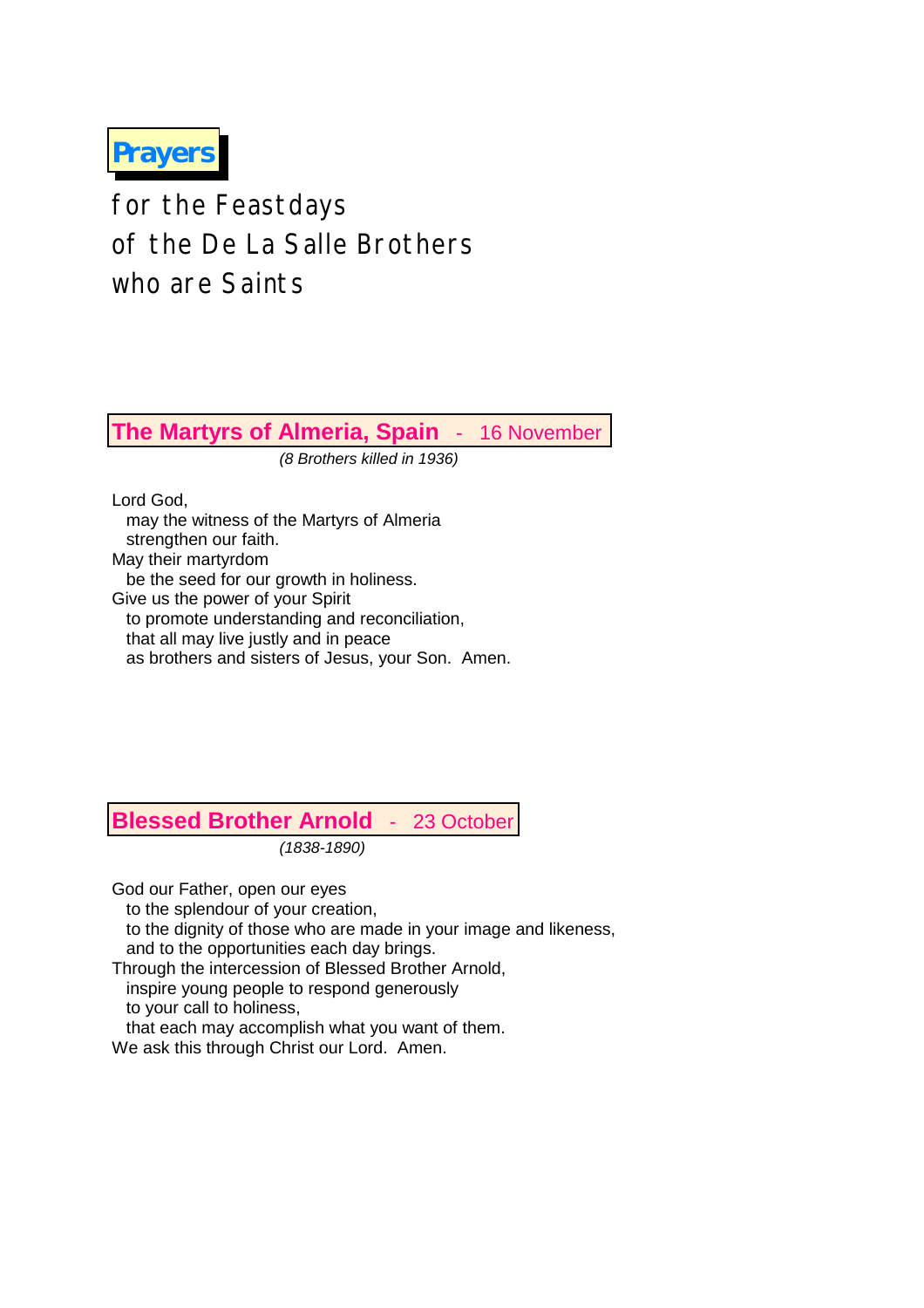# Prayers

for the Feastdays
of the De La Salle Brothers
who are Saints

## The Martyrs of Almeria, Spain - 16 November

*(8 Brothers killed in 1936)*

Lord God,
may the witness of the Martyrs of Almeria
strengthen our faith.
May their martyrdom
be the seed for our growth in holiness.
Give us the power of your Spirit
to promote understanding and reconciliation,
that all may live justly and in peace
as brothers and sisters of Jesus, your Son. Amen.

## Blessed Brother Arnold - 23 October

*(1838-1890)*

God our Father, open our eyes
to the splendour of your creation,
to the dignity of those who are made in your image and likeness,
and to the opportunities each day brings.
Through the intercession of Blessed Brother Arnold,
inspire young people to respond generously
to your call to holiness,
that each may accomplish what you want of them.
We ask this through Christ our Lord. Amen.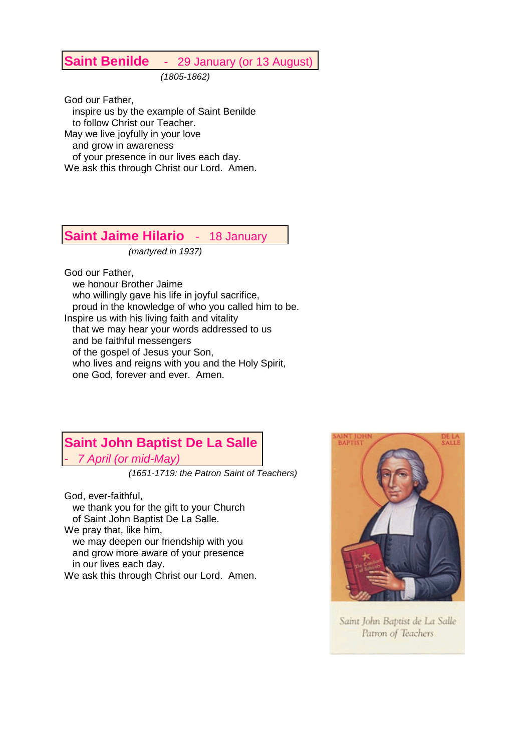## **Saint Benilde** - 29 January (or 13 August)

*(1805-1862)*

God our Father,
inspire us by the example of Saint Benilde
to follow Christ our Teacher.
May we live joyfully in your love
and grow in awareness
of your presence in our lives each day.
We ask this through Christ our Lord. Amen.

## **Saint Jaime Hilario** - 18 January

*(martyred in 1937)*

God our Father,
we honour Brother Jaime
who willingly gave his life in joyful sacrifice,
proud in the knowledge of who you called him to be.
Inspire us with his living faith and vitality
that we may hear your words addressed to us
and be faithful messengers
of the gospel of Jesus your Son,
who lives and reigns with you and the Holy Spirit,
one God, forever and ever. Amen.

## **Saint John Baptist De La Salle** - *7 April (or mid-May)*

*(1651-1719: the Patron Saint of Teachers)*

God, ever-faithful,
we thank you for the gift to your Church
of Saint John Baptist De La Salle.
We pray that, like him,
we may deepen our friendship with you
and grow more aware of your presence
in our lives each day.
We ask this through Christ our Lord. Amen.

Saint John Baptist de La Salle
Patron of Teachers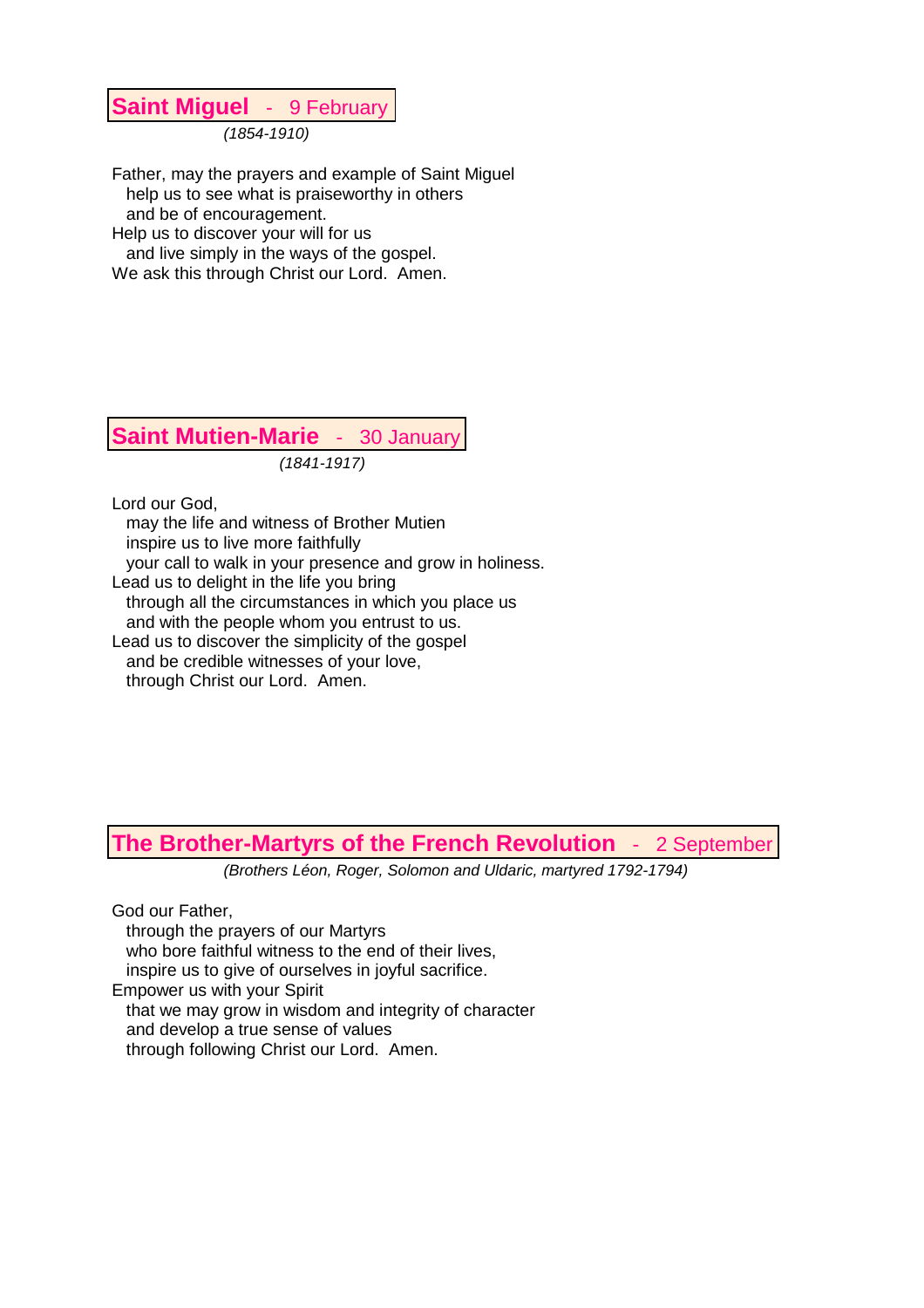## Saint Miguel - 9 February

*(1854-1910)*

Father, may the prayers and example of Saint Miguel  
  help us to see what is praiseworthy in others  
  and be of encouragement.  
Help us to discover your will for us  
  and live simply in the ways of the gospel.  
We ask this through Christ our Lord. Amen.

## Saint Mutien-Marie - 30 January

*(1841-1917)*

Lord our God,  
  may the life and witness of Brother Mutien  
  inspire us to live more faithfully  
  your call to walk in your presence and grow in holiness.  
Lead us to delight in the life you bring  
  through all the circumstances in which you place us  
  and with the people whom you entrust to us.  
Lead us to discover the simplicity of the gospel  
  and be credible witnesses of your love,  
  through Christ our Lord. Amen.

## The Brother-Martyrs of the French Revolution - 2 September

*(Brothers Léon, Roger, Solomon and Uldaric, martyred 1792-1794)*

God our Father,  
  through the prayers of our Martyrs  
  who bore faithful witness to the end of their lives,  
  inspire us to give of ourselves in joyful sacrifice.  
Empower us with your Spirit  
  that we may grow in wisdom and integrity of character  
  and develop a true sense of values  
  through following Christ our Lord. Amen.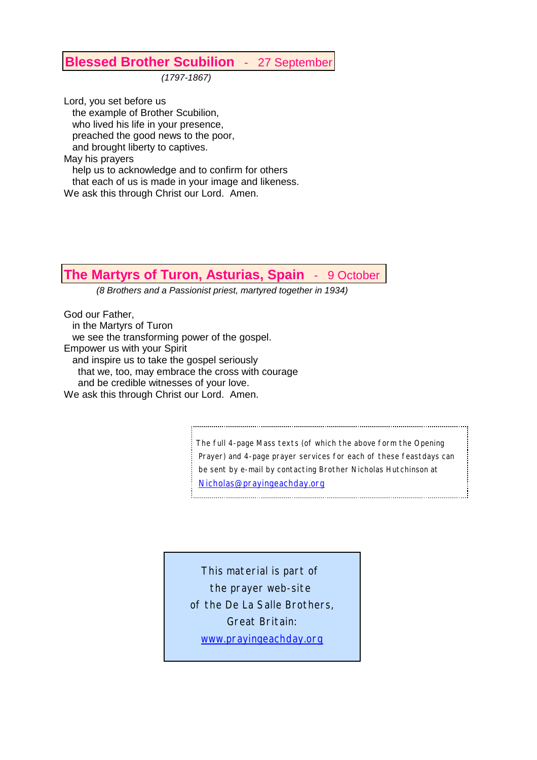## Blessed Brother Scubilion - 27 September

*(1797-1867)*

Lord, you set before us
the example of Brother Scubilion,
who lived his life in your presence,
preached the good news to the poor,
and brought liberty to captives.
May his prayers
help us to acknowledge and to confirm for others
that each of us is made in your image and likeness.
We ask this through Christ our Lord. Amen.

## The Martyrs of Turon, Asturias, Spain - 9 October

*(8 Brothers and a Passionist priest, martyred together in 1934)*

God our Father,
in the Martyrs of Turon
we see the transforming power of the gospel.
Empower us with your Spirit
and inspire us to take the gospel seriously
that we, too, may embrace the cross with courage
and be credible witnesses of your love.
We ask this through Christ our Lord. Amen.

The full 4-page Mass texts (of which the above form the Opening Prayer) and 4-page prayer services for each of these feastdays can be sent by e-mail by contacting Brother Nicholas Hutchinson at Nicholas@prayingeachday.org

This material is part of
the prayer web-site
of the De La Salle Brothers,
Great Britain:
www.prayingeachday.org